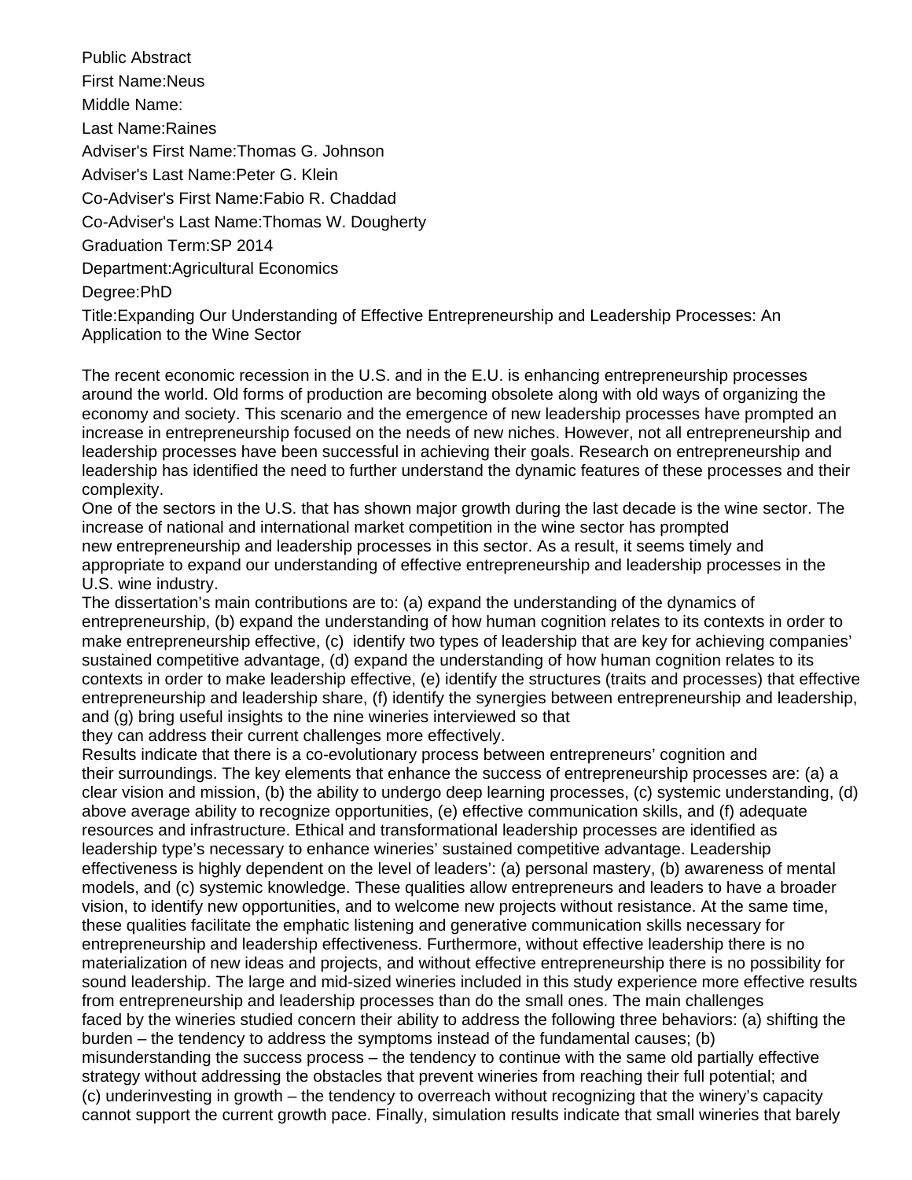Public Abstract

First Name:Neus

Middle Name:

Last Name:Raines

Adviser's First Name:Thomas G. Johnson

Adviser's Last Name:Peter G. Klein

Co-Adviser's First Name:Fabio R. Chaddad

Co-Adviser's Last Name:Thomas W. Dougherty

Graduation Term:SP 2014

Department:Agricultural Economics

Degree:PhD

Title:Expanding Our Understanding of Effective Entrepreneurship and Leadership Processes: An Application to the Wine Sector

The recent economic recession in the U.S. and in the E.U. is enhancing entrepreneurship processes around the world. Old forms of production are becoming obsolete along with old ways of organizing the economy and society. This scenario and the emergence of new leadership processes have prompted an increase in entrepreneurship focused on the needs of new niches. However, not all entrepreneurship and leadership processes have been successful in achieving their goals. Research on entrepreneurship and leadership has identified the need to further understand the dynamic features of these processes and their complexity.

One of the sectors in the U.S. that has shown major growth during the last decade is the wine sector. The increase of national and international market competition in the wine sector has prompted new entrepreneurship and leadership processes in this sector. As a result, it seems timely and appropriate to expand our understanding of effective entrepreneurship and leadership processes in the U.S. wine industry.

The dissertation's main contributions are to: (a) expand the understanding of the dynamics of entrepreneurship, (b) expand the understanding of how human cognition relates to its contexts in order to make entrepreneurship effective, (c) identify two types of leadership that are key for achieving companies' sustained competitive advantage, (d) expand the understanding of how human cognition relates to its contexts in order to make leadership effective, (e) identify the structures (traits and processes) that effective entrepreneurship and leadership share, (f) identify the synergies between entrepreneurship and leadership, and (g) bring useful insights to the nine wineries interviewed so that they can address their current challenges more effectively.

Results indicate that there is a co-evolutionary process between entrepreneurs' cognition and their surroundings. The key elements that enhance the success of entrepreneurship processes are: (a) a clear vision and mission, (b) the ability to undergo deep learning processes, (c) systemic understanding, (d) above average ability to recognize opportunities, (e) effective communication skills, and (f) adequate resources and infrastructure. Ethical and transformational leadership processes are identified as leadership type's necessary to enhance wineries' sustained competitive advantage. Leadership effectiveness is highly dependent on the level of leaders': (a) personal mastery, (b) awareness of mental models, and (c) systemic knowledge. These qualities allow entrepreneurs and leaders to have a broader vision, to identify new opportunities, and to welcome new projects without resistance. At the same time, these qualities facilitate the emphatic listening and generative communication skills necessary for entrepreneurship and leadership effectiveness. Furthermore, without effective leadership there is no materialization of new ideas and projects, and without effective entrepreneurship there is no possibility for sound leadership. The large and mid-sized wineries included in this study experience more effective results from entrepreneurship and leadership processes than do the small ones. The main challenges faced by the wineries studied concern their ability to address the following three behaviors: (a) shifting the burden – the tendency to address the symptoms instead of the fundamental causes; (b) misunderstanding the success process – the tendency to continue with the same old partially effective strategy without addressing the obstacles that prevent wineries from reaching their full potential; and (c) underinvesting in growth – the tendency to overreach without recognizing that the winery's capacity cannot support the current growth pace. Finally, simulation results indicate that small wineries that barely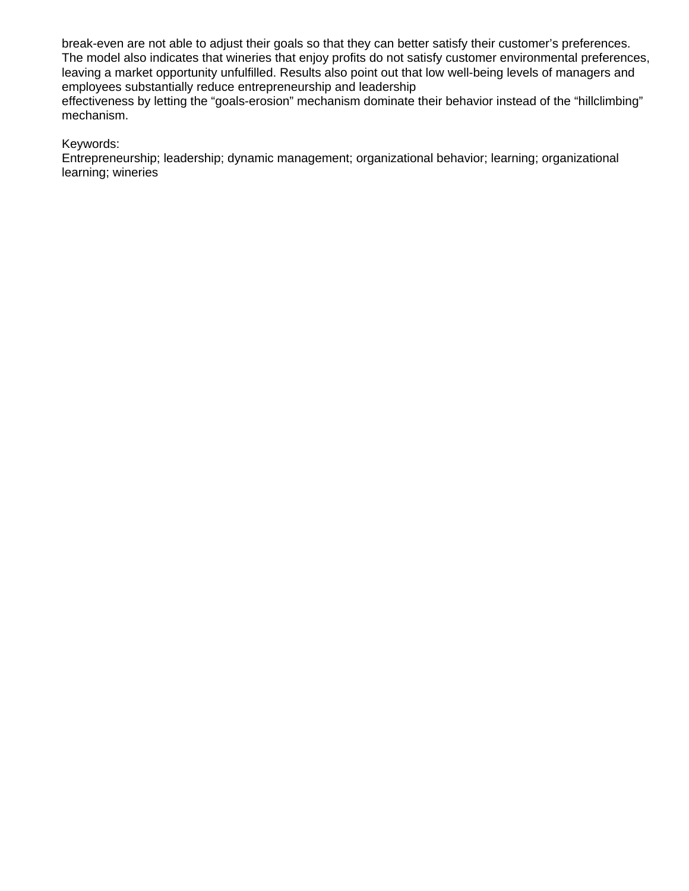break-even are not able to adjust their goals so that they can better satisfy their customer's preferences. The model also indicates that wineries that enjoy profits do not satisfy customer environmental preferences, leaving a market opportunity unfulfilled. Results also point out that low well-being levels of managers and employees substantially reduce entrepreneurship and leadership effectiveness by letting the "goals-erosion" mechanism dominate their behavior instead of the "hillclimbing" mechanism.

Keywords:
Entrepreneurship; leadership; dynamic management; organizational behavior; learning; organizational learning; wineries